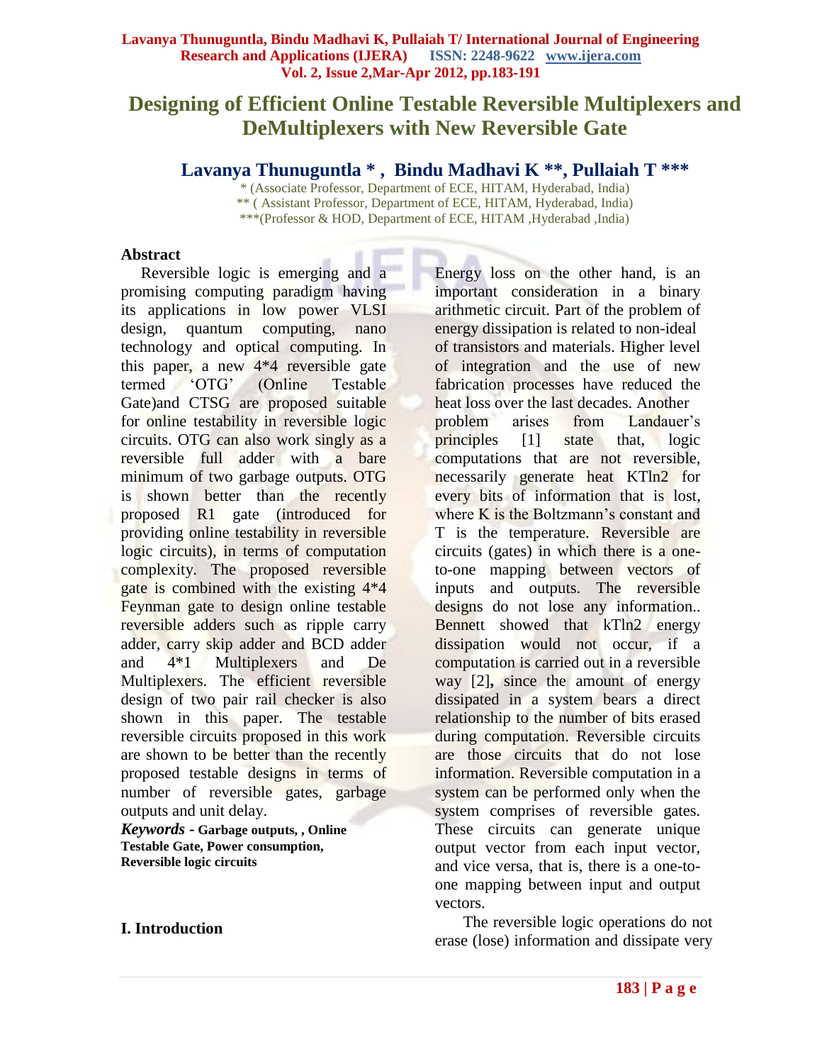# Designing of Efficient Online Testable Reversible Multiplexers and DeMultiplexers with New Reversible Gate

**Lavanya Thunuguntla * , Bindu Madhavi K **, Pullaiah T *****

\* (Associate Professor, Department of ECE, HITAM, Hyderabad, India)
** ( Assistant Professor, Department of ECE, HITAM, Hyderabad, India)
***(Professor & HOD, Department of ECE, HITAM ,Hyderabad ,India)

## Abstract

Reversible logic is emerging and a promising computing paradigm having its applications in low power VLSI design, quantum computing, nano technology and optical computing. In this paper, a new 4*4 reversible gate termed 'OTG' (Online Testable Gate)and CTSG are proposed suitable for online testability in reversible logic circuits. OTG can also work singly as a reversible full adder with a bare minimum of two garbage outputs. OTG is shown better than the recently proposed R1 gate (introduced for providing online testability in reversible logic circuits), in terms of computation complexity. The proposed reversible gate is combined with the existing 4*4 Feynman gate to design online testable reversible adders such as ripple carry adder, carry skip adder and BCD adder and 4*1 Multiplexers and De Multiplexers. The efficient reversible design of two pair rail checker is also shown in this paper. The testable reversible circuits proposed in this work are shown to be better than the recently proposed testable designs in terms of number of reversible gates, garbage outputs and unit delay.

***Keywords*** **- Garbage outputs, , Online Testable Gate, Power consumption, Reversible logic circuits**

## I. Introduction

Energy loss on the other hand, is an important consideration in a binary arithmetic circuit. Part of the problem of energy dissipation is related to non-ideal of transistors and materials. Higher level of integration and the use of new fabrication processes have reduced the heat loss over the last decades. Another problem arises from Landauer's principles [1] state that, logic computations that are not reversible, necessarily generate heat KTln2 for every bits of information that is lost, where K is the Boltzmann's constant and T is the temperature. Reversible are circuits (gates) in which there is a one-to-one mapping between vectors of inputs and outputs. The reversible designs do not lose any information.. Bennett showed that kTln2 energy dissipation would not occur, if a computation is carried out in a reversible way [2]**,** since the amount of energy dissipated in a system bears a direct relationship to the number of bits erased during computation. Reversible circuits are those circuits that do not lose information. Reversible computation in a system can be performed only when the system comprises of reversible gates. These circuits can generate unique output vector from each input vector, and vice versa, that is, there is a one-to-one mapping between input and output vectors.

The reversible logic operations do not erase (lose) information and dissipate very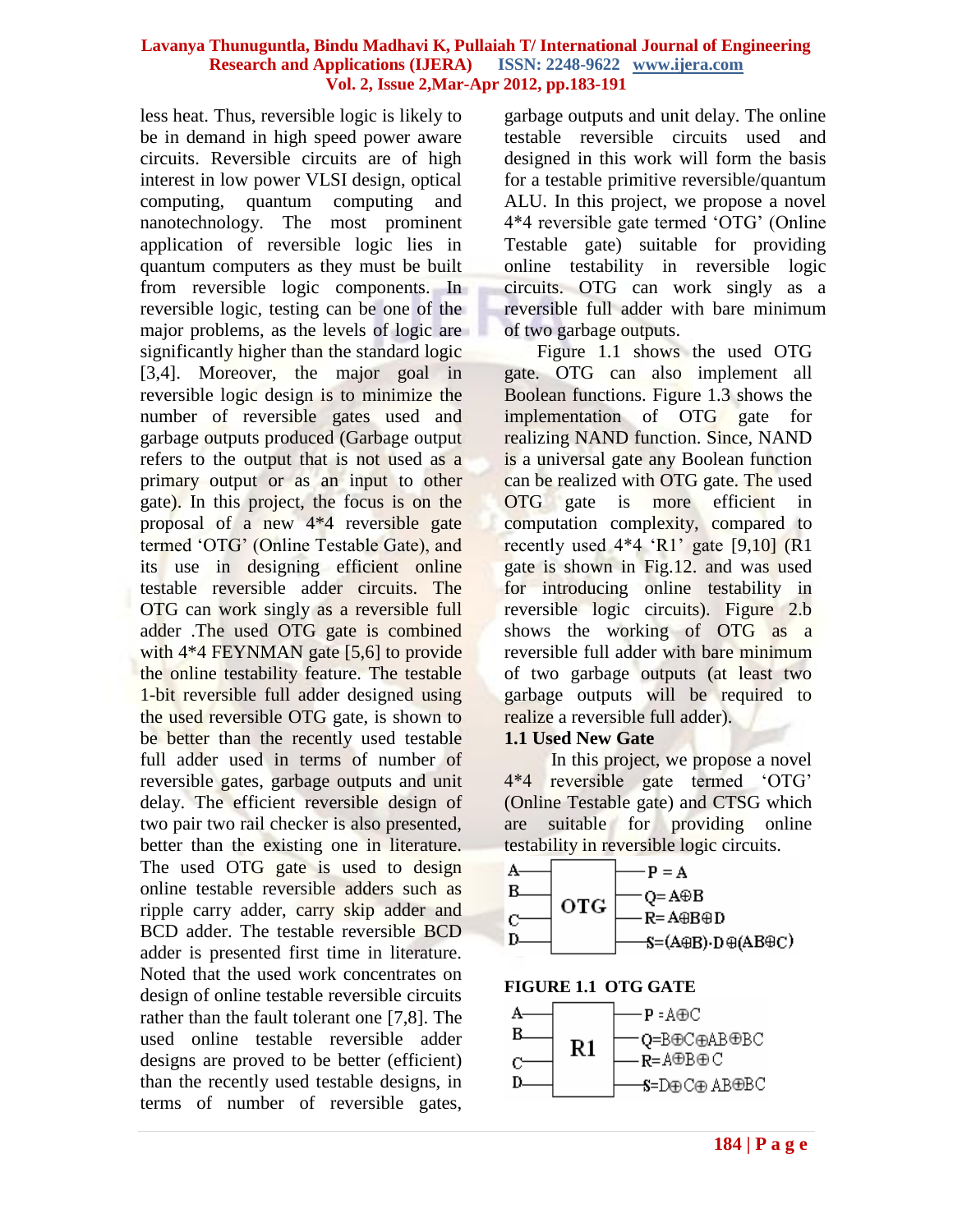less heat. Thus, reversible logic is likely to be in demand in high speed power aware circuits. Reversible circuits are of high interest in low power VLSI design, optical computing, quantum computing and nanotechnology. The most prominent application of reversible logic lies in quantum computers as they must be built from reversible logic components. In reversible logic, testing can be one of the major problems, as the levels of logic are significantly higher than the standard logic [3,4]. Moreover, the major goal in reversible logic design is to minimize the number of reversible gates used and garbage outputs produced (Garbage output refers to the output that is not used as a primary output or as an input to other gate). In this project, the focus is on the proposal of a new 4*4 reversible gate termed 'OTG' (Online Testable Gate), and its use in designing efficient online testable reversible adder circuits. The OTG can work singly as a reversible full adder .The used OTG gate is combined with 4*4 FEYNMAN gate [5,6] to provide the online testability feature. The testable 1-bit reversible full adder designed using the used reversible OTG gate, is shown to be better than the recently used testable full adder used in terms of number of reversible gates, garbage outputs and unit delay. The efficient reversible design of two pair two rail checker is also presented, better than the existing one in literature. The used OTG gate is used to design online testable reversible adders such as ripple carry adder, carry skip adder and BCD adder. The testable reversible BCD adder is presented first time in literature. Noted that the used work concentrates on design of online testable reversible circuits rather than the fault tolerant one [7,8]. The used online testable reversible adder designs are proved to be better (efficient) than the recently used testable designs, in terms of number of reversible gates, garbage outputs and unit delay. The online testable reversible circuits used and designed in this work will form the basis for a testable primitive reversible/quantum ALU. In this project, we propose a novel 4*4 reversible gate termed 'OTG' (Online Testable gate) suitable for providing online testability in reversible logic circuits. OTG can work singly as a reversible full adder with bare minimum of two garbage outputs.

Figure 1.1 shows the used OTG gate. OTG can also implement all Boolean functions. Figure 1.3 shows the implementation of OTG gate for realizing NAND function. Since, NAND is a universal gate any Boolean function can be realized with OTG gate. The used OTG gate is more efficient in computation complexity, compared to recently used 4*4 'R1' gate [9,10] (R1 gate is shown in Fig.12. and was used for introducing online testability in reversible logic circuits). Figure 2.b shows the working of OTG as a reversible full adder with bare minimum of two garbage outputs (at least two garbage outputs will be required to realize a reversible full adder).

**1.1 Used New Gate**

In this project, we propose a novel 4*4 reversible gate termed 'OTG' (Online Testable gate) and CTSG which are suitable for providing online testability in reversible logic circuits.

OTG gate: inputs A, B, C, D; outputs $P = A$, $Q = A \oplus B$, $R = A \oplus B \oplus D$, $S = (A \oplus B) \cdot D \oplus (AB \oplus C)$

**FIGURE 1.1 OTG GATE**

R1 gate: inputs A, B, C, D; outputs $P = A \oplus C$, $Q = B \oplus C \oplus AB \oplus BC$, $R = A \oplus B \oplus C$, $S = D \oplus C \oplus AB \oplus BC$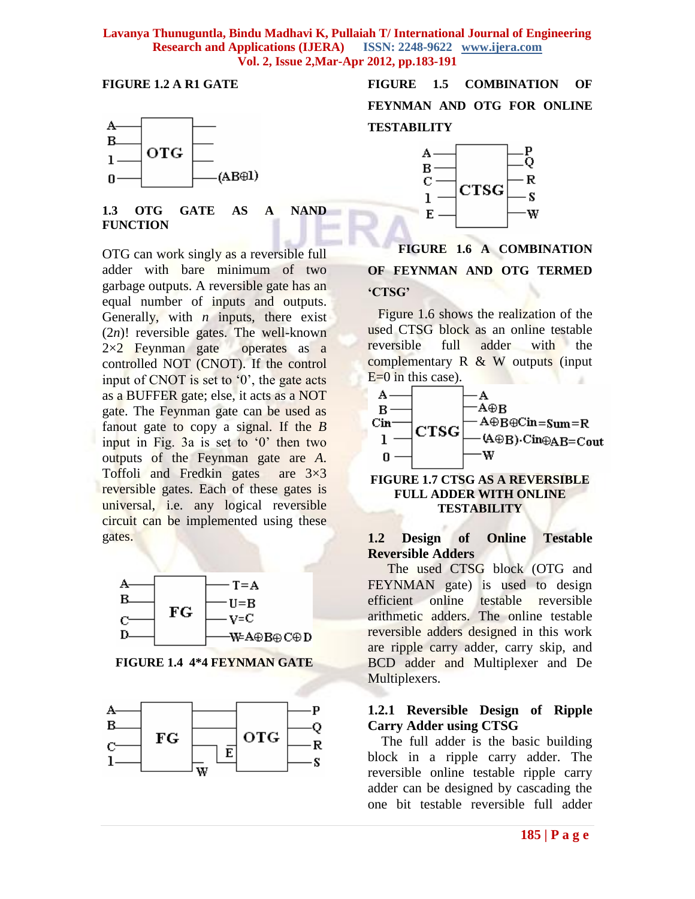**FIGURE 1.2 A R1 GATE**

### 1.3 OTG GATE AS A NAND FUNCTION

OTG can work singly as a reversible full adder with bare minimum of two garbage outputs. A reversible gate has an equal number of inputs and outputs. Generally, with *n* inputs, there exist (2*n*)! reversible gates. The well-known 2×2 Feynman gate operates as a controlled NOT (CNOT). If the control input of CNOT is set to '0', the gate acts as a BUFFER gate; else, it acts as a NOT gate. The Feynman gate can be used as fanout gate to copy a signal. If the *B* input in Fig. 3a is set to '0' then two outputs of the Feynman gate are *A*. Toffoli and Fredkin gates are 3×3 reversible gates. Each of these gates is universal, i.e. any logical reversible circuit can be implemented using these gates.

**FIGURE 1.4 4*4 FEYNMAN GATE**

**FIGURE 1.5 COMBINATION OF FEYNMAN AND OTG FOR ONLINE TESTABILITY**

**FIGURE 1.6 A COMBINATION OF FEYNMAN AND OTG TERMED 'CTSG'**

Figure 1.6 shows the realization of the used CTSG block as an online testable reversible full adder with the complementary R & W outputs (input E=0 in this case).

**FIGURE 1.7 CTSG AS A REVERSIBLE FULL ADDER WITH ONLINE TESTABILITY**

### 1.2 Design of Online Testable Reversible Adders

The used CTSG block (OTG and FEYNMAN gate) is used to design efficient online testable reversible arithmetic adders. The online testable reversible adders designed in this work are ripple carry adder, carry skip, and BCD adder and Multiplexer and De Multiplexers.

#### 1.2.1 Reversible Design of Ripple Carry Adder using CTSG

The full adder is the basic building block in a ripple carry adder. The reversible online testable ripple carry adder can be designed by cascading the one bit testable reversible full adder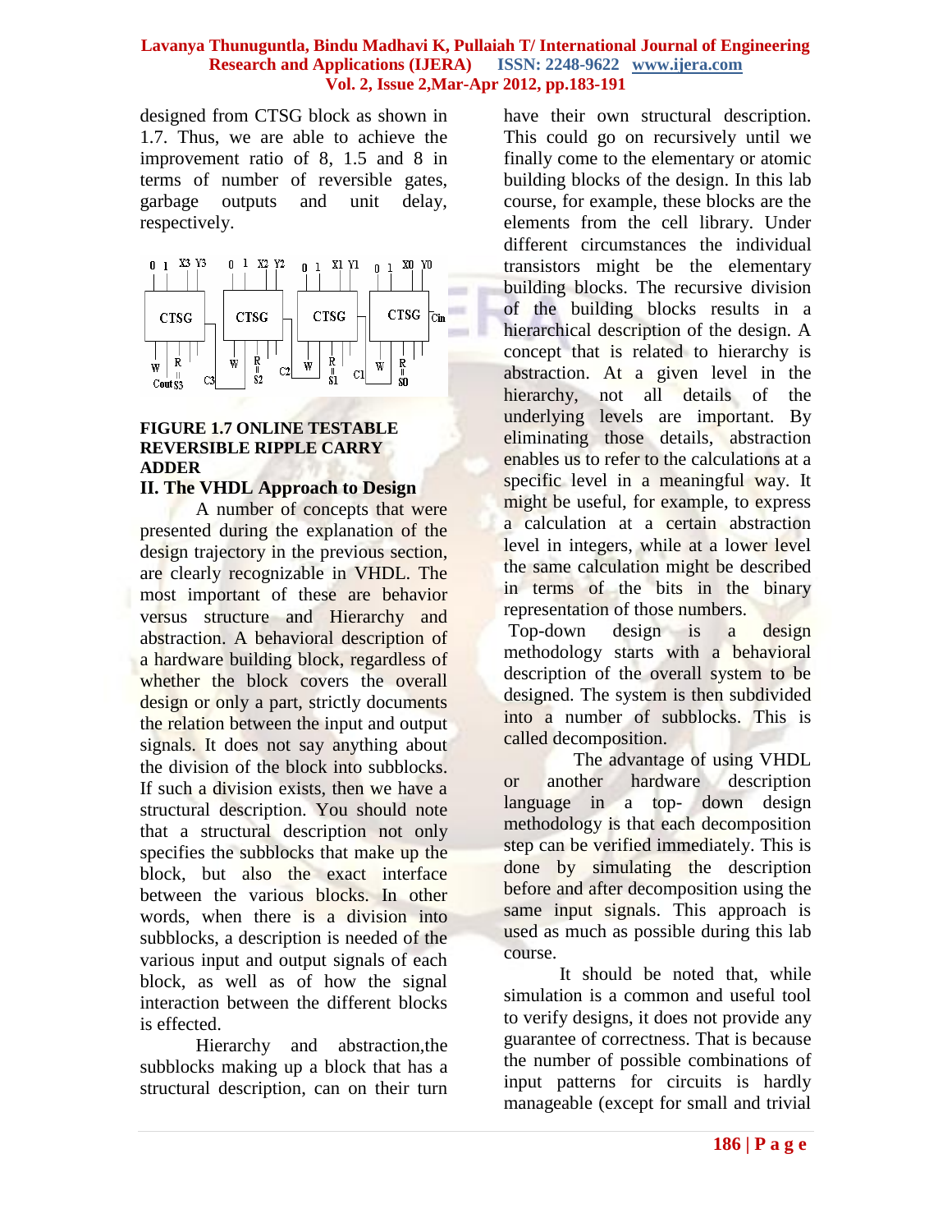designed from CTSG block as shown in 1.7. Thus, we are able to achieve the improvement ratio of 8, 1.5 and 8 in terms of number of reversible gates, garbage outputs and unit delay, respectively.

**FIGURE 1.7 ONLINE TESTABLE REVERSIBLE RIPPLE CARRY ADDER**

## II. The VHDL Approach to Design

A number of concepts that were presented during the explanation of the design trajectory in the previous section, are clearly recognizable in VHDL. The most important of these are behavior versus structure and Hierarchy and abstraction. A behavioral description of a hardware building block, regardless of whether the block covers the overall design or only a part, strictly documents the relation between the input and output signals. It does not say anything about the division of the block into subblocks. If such a division exists, then we have a structural description. You should note that a structural description not only specifies the subblocks that make up the block, but also the exact interface between the various blocks. In other words, when there is a division into subblocks, a description is needed of the various input and output signals of each block, as well as of how the signal interaction between the different blocks is effected.

Hierarchy and abstraction,the subblocks making up a block that has a structural description, can on their turn have their own structural description. This could go on recursively until we finally come to the elementary or atomic building blocks of the design. In this lab course, for example, these blocks are the elements from the cell library. Under different circumstances the individual transistors might be the elementary building blocks. The recursive division of the building blocks results in a hierarchical description of the design. A concept that is related to hierarchy is abstraction. At a given level in the hierarchy, not all details of the underlying levels are important. By eliminating those details, abstraction enables us to refer to the calculations at a specific level in a meaningful way. It might be useful, for example, to express a calculation at a certain abstraction level in integers, while at a lower level the same calculation might be described in terms of the bits in the binary representation of those numbers.

Top-down design is a design methodology starts with a behavioral description of the overall system to be designed. The system is then subdivided into a number of subblocks. This is called decomposition.

The advantage of using VHDL or another hardware description language in a top- down design methodology is that each decomposition step can be verified immediately. This is done by simulating the description before and after decomposition using the same input signals. This approach is used as much as possible during this lab course.

It should be noted that, while simulation is a common and useful tool to verify designs, it does not provide any guarantee of correctness. That is because the number of possible combinations of input patterns for circuits is hardly manageable (except for small and trivial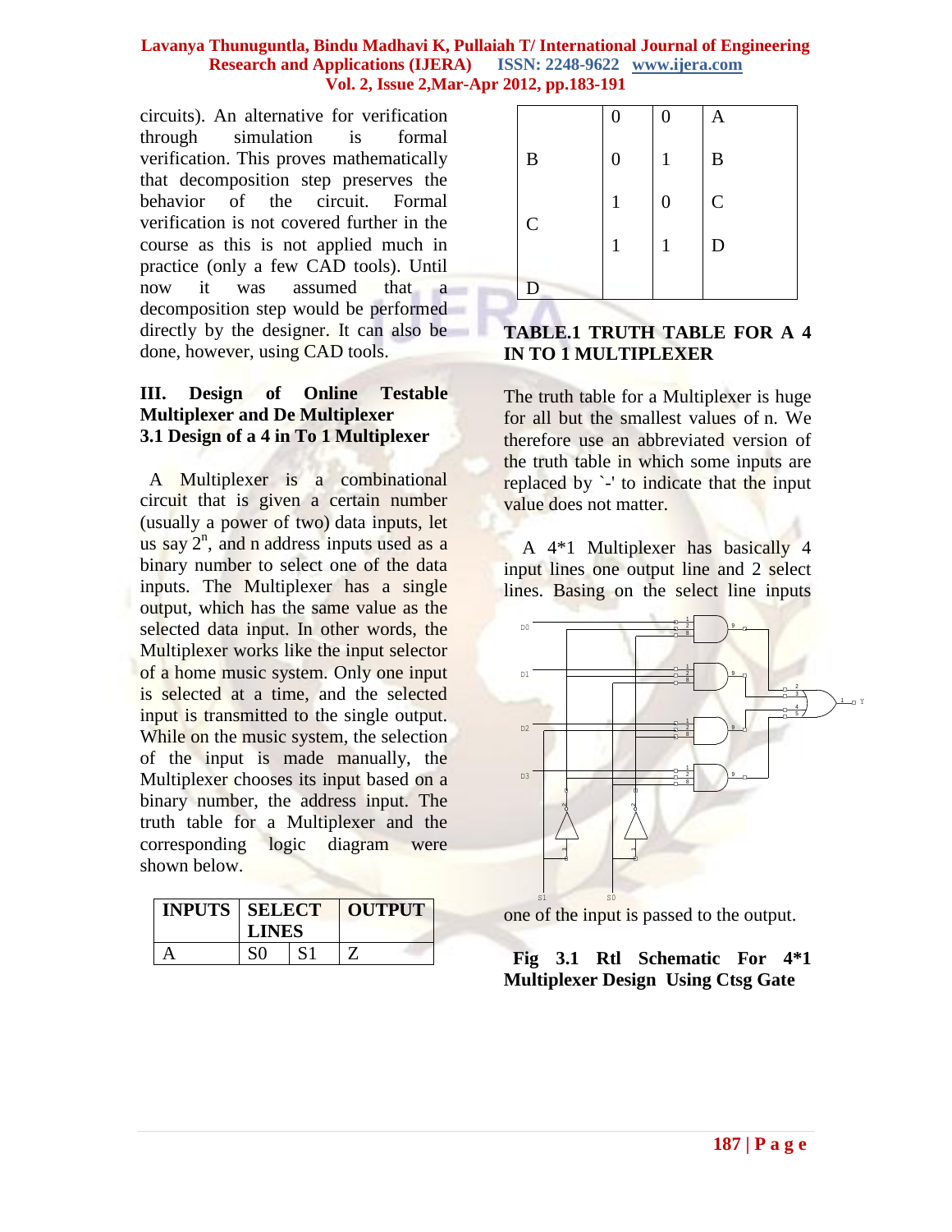circuits). An alternative for verification through simulation is formal verification. This proves mathematically that decomposition step preserves the behavior of the circuit. Formal verification is not covered further in the course as this is not applied much in practice (only a few CAD tools). Until now it was assumed that a decomposition step would be performed directly by the designer. It can also be done, however, using CAD tools.

## III. Design of Online Testable Multiplexer and De Multiplexer

### 3.1 Design of a 4 in To 1 Multiplexer

A Multiplexer is a combinational circuit that is given a certain number (usually a power of two) data inputs, let us say $2^n$, and n address inputs used as a binary number to select one of the data inputs. The Multiplexer has a single output, which has the same value as the selected data input. In other words, the Multiplexer works like the input selector of a home music system. Only one input is selected at a time, and the selected input is transmitted to the single output. While on the music system, the selection of the input is made manually, the Multiplexer chooses its input based on a binary number, the address input. The truth table for a Multiplexer and the corresponding logic diagram were shown below.

| INPUTS | SELECT LINES | | OUTPUT |
|---|---|---|---|
| A | S0 | S1 | Z |
| B | 0 | 0 | A |
| C | 0 | 1 | B |
| D | 1 | 0 | C |
| | 1 | 1 | D |

**TABLE.1 TRUTH TABLE FOR A 4 IN TO 1 MULTIPLEXER**

The truth table for a Multiplexer is huge for all but the smallest values of n. We therefore use an abbreviated version of the truth table in which some inputs are replaced by `-' to indicate that the input value does not matter.

A 4*1 Multiplexer has basically 4 input lines one output line and 2 select lines. Basing on the select line inputs one of the input is passed to the output.

**Fig 3.1 Rtl Schematic For 4*1 Multiplexer Design Using Ctsg Gate**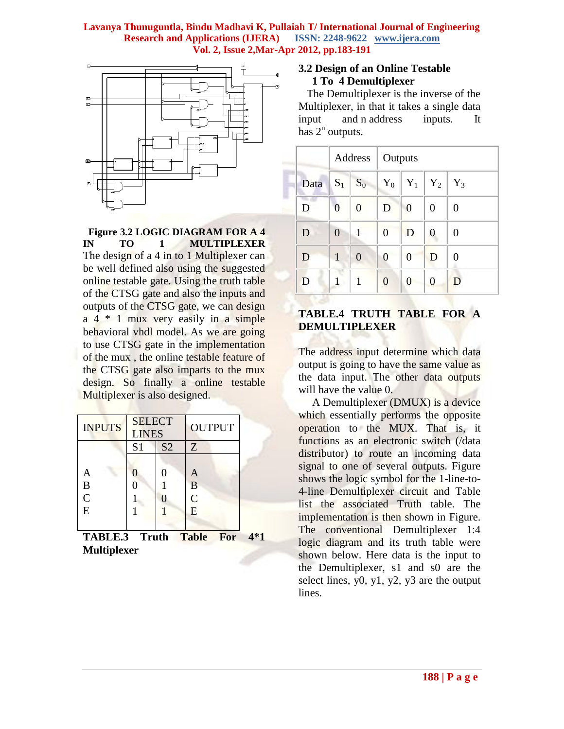**Figure 3.2 LOGIC DIAGRAM FOR A 4 IN TO 1 MULTIPLEXER**

The design of a 4 in to 1 Multiplexer can be well defined also using the suggested online testable gate. Using the truth table of the CTSG gate and also the inputs and outputs of the CTSG gate, we can design a 4 * 1 mux very easily in a simple behavioral vhdl model. As we are going to use CTSG gate in the implementation of the mux , the online testable feature of the CTSG gate also imparts to the mux design. So finally a online testable Multiplexer is also designed.

| INPUTS | SELECT LINES | | OUTPUT |
|---|---|---|---|
| | S1 | S2 | Z |
| A | 0 | 0 | A |
| B | 0 | 1 | B |
| C | 1 | 0 | C |
| E | 1 | 1 | E |

**TABLE.3 Truth Table For 4*1 Multiplexer**

### 3.2 Design of an Online Testable 1 To 4 Demultiplexer

The Demultiplexer is the inverse of the Multiplexer, in that it takes a single data input and n address inputs. It has $2^n$ outputs.

| | Address | | Outputs | | | |
|---|---|---|---|---|---|---|
| Data | $S_1$ | $S_0$ | $Y_0$ | $Y_1$ | $Y_2$ | $Y_3$ |
| D | 0 | 0 | D | 0 | 0 | 0 |
| D | 0 | 1 | 0 | D | 0 | 0 |
| D | 1 | 0 | 0 | 0 | D | 0 |
| D | 1 | 1 | 0 | 0 | 0 | D |

**TABLE.4 TRUTH TABLE FOR A DEMULTIPLEXER**

The address input determine which data output is going to have the same value as the data input. The other data outputs will have the value 0.

A Demultiplexer (DMUX) is a device which essentially performs the opposite operation to the MUX. That is, it functions as an electronic switch (/data distributor) to route an incoming data signal to one of several outputs. Figure shows the logic symbol for the 1-line-to-4-line Demultiplexer circuit and Table list the associated Truth table. The implementation is then shown in Figure. The conventional Demultiplexer 1:4 logic diagram and its truth table were shown below. Here data is the input to the Demultiplexer, s1 and s0 are the select lines, y0, y1, y2, y3 are the output lines.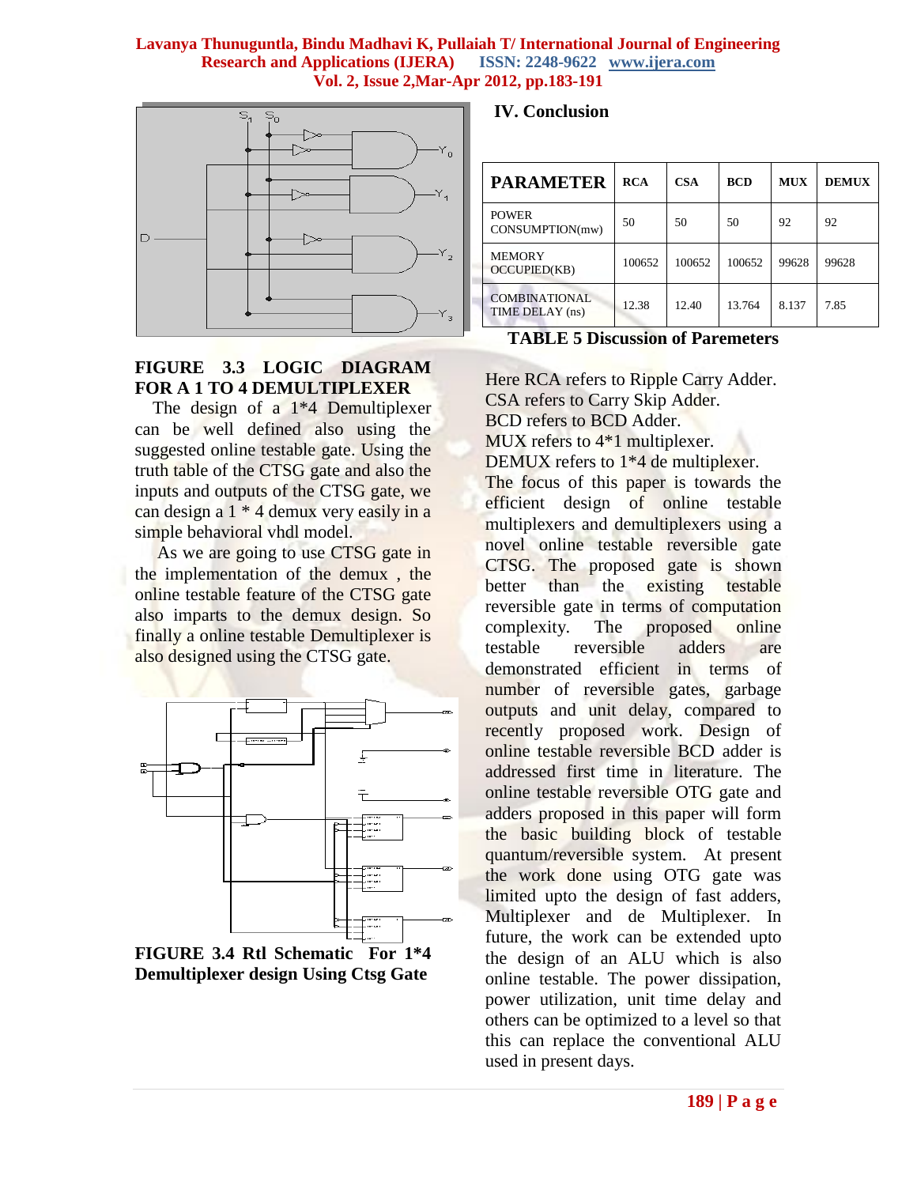FIGURE 3.3 LOGIC DIAGRAM FOR A 1 TO 4 DEMULTIPLEXER

The design of a 1*4 Demultiplexer can be well defined also using the suggested online testable gate. Using the truth table of the CTSG gate and also the inputs and outputs of the CTSG gate, we can design a 1 * 4 demux very easily in a simple behavioral vhdl model.

As we are going to use CTSG gate in the implementation of the demux , the online testable feature of the CTSG gate also imparts to the demux design. So finally a online testable Demultiplexer is also designed using the CTSG gate.

FIGURE 3.4 Rtl Schematic For 1*4 Demultiplexer design Using Ctsg Gate

## IV. Conclusion

| PARAMETER | RCA | CSA | BCD | MUX | DEMUX |
|---|---|---|---|---|---|
| POWER CONSUMPTION(mw) | 50 | 50 | 50 | 92 | 92 |
| MEMORY OCCUPIED(KB) | 100652 | 100652 | 100652 | 99628 | 99628 |
| COMBINATIONAL TIME DELAY (ns) | 12.38 | 12.40 | 13.764 | 8.137 | 7.85 |

**TABLE 5 Discussion of Paremeters**

Here RCA refers to Ripple Carry Adder.
CSA refers to Carry Skip Adder.
BCD refers to BCD Adder.
MUX refers to 4*1 multiplexer.
DEMUX refers to 1*4 de multiplexer.
The focus of this paper is towards the efficient design of online testable multiplexers and demultiplexers using a novel online testable reversible gate CTSG. The proposed gate is shown better than the existing testable reversible gate in terms of computation complexity. The proposed online testable reversible adders are demonstrated efficient in terms of number of reversible gates, garbage outputs and unit delay, compared to recently proposed work. Design of online testable reversible BCD adder is addressed first time in literature. The online testable reversible OTG gate and adders proposed in this paper will form the basic building block of testable quantum/reversible system. At present the work done using OTG gate was limited upto the design of fast adders, Multiplexer and de Multiplexer. In future, the work can be extended upto the design of an ALU which is also online testable. The power dissipation, power utilization, unit time delay and others can be optimized to a level so that this can replace the conventional ALU used in present days.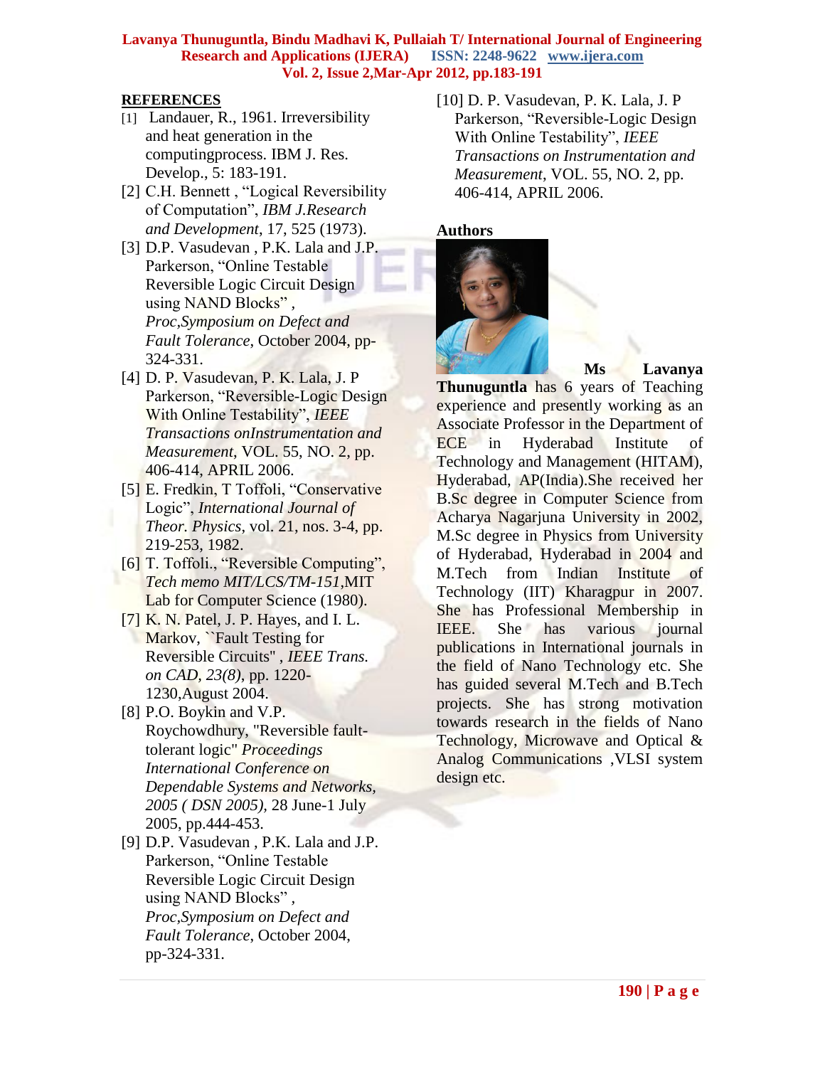## REFERENCES

[1] Landauer, R., 1961. Irreversibility and heat generation in the computingprocess. IBM J. Res. Develop., 5: 183-191.

[2] C.H. Bennett , "Logical Reversibility of Computation", *IBM J.Research and Development*, 17, 525 (1973).

[3] D.P. Vasudevan , P.K. Lala and J.P. Parkerson, "Online Testable Reversible Logic Circuit Design using NAND Blocks" , *Proc,Symposium on Defect and Fault Tolerance*, October 2004, pp-324-331.

[4] D. P. Vasudevan, P. K. Lala, J. P Parkerson, "Reversible-Logic Design With Online Testability", *IEEE Transactions onInstrumentation and Measurement*, VOL. 55, NO. 2, pp. 406-414, APRIL 2006.

[5] E. Fredkin, T Toffoli, "Conservative Logic", *International Journal of Theor. Physics*, vol. 21, nos. 3-4, pp. 219-253, 1982.

[6] T. Toffoli., "Reversible Computing", *Tech memo MIT/LCS/TM-151*,MIT Lab for Computer Science (1980).

[7] K. N. Patel, J. P. Hayes, and I. L. Markov, ``Fault Testing for Reversible Circuits" , *IEEE Trans. on CAD, 23(8)*, pp. 1220-1230,August 2004.

[8] P.O. Boykin and V.P. Roychowdhury, "Reversible fault-tolerant logic" *Proceedings International Conference on Dependable Systems and Networks, 2005 ( DSN 2005)*, 28 June-1 July 2005, pp.444-453.

[9] D.P. Vasudevan , P.K. Lala and J.P. Parkerson, "Online Testable Reversible Logic Circuit Design using NAND Blocks" , *Proc,Symposium on Defect and Fault Tolerance*, October 2004, pp-324-331.

[10] D. P. Vasudevan, P. K. Lala, J. P Parkerson, "Reversible-Logic Design With Online Testability", *IEEE Transactions on Instrumentation and Measurement*, VOL. 55, NO. 2, pp. 406-414, APRIL 2006.

## Authors

**Ms Lavanya Thunuguntla** has 6 years of Teaching experience and presently working as an Associate Professor in the Department of ECE in Hyderabad Institute of Technology and Management (HITAM), Hyderabad, AP(India).She received her B.Sc degree in Computer Science from Acharya Nagarjuna University in 2002, M.Sc degree in Physics from University of Hyderabad, Hyderabad in 2004 and M.Tech from Indian Institute of Technology (IIT) Kharagpur in 2007. She has Professional Membership in IEEE. She has various journal publications in International journals in the field of Nano Technology etc. She has guided several M.Tech and B.Tech projects. She has strong motivation towards research in the fields of Nano Technology, Microwave and Optical & Analog Communications ,VLSI system design etc.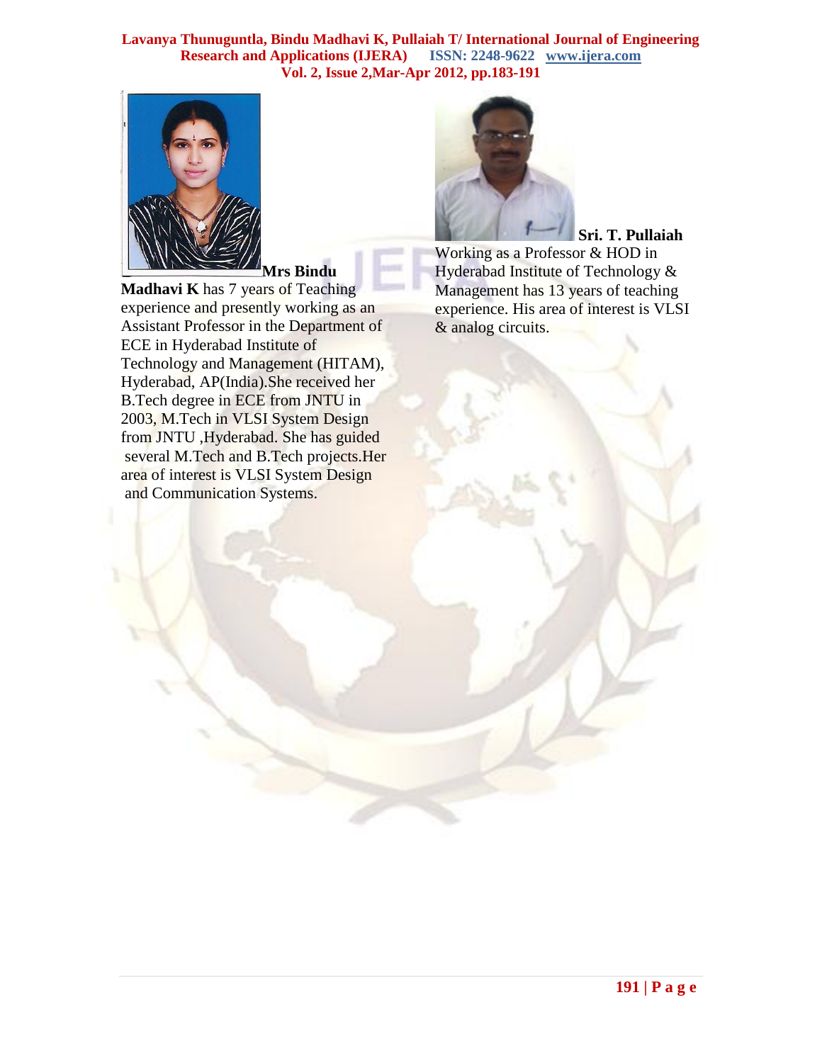**Mrs Bindu Madhavi K** has 7 years of Teaching experience and presently working as an Assistant Professor in the Department of ECE in Hyderabad Institute of Technology and Management (HITAM), Hyderabad, AP(India).She received her B.Tech degree in ECE from JNTU in 2003, M.Tech in VLSI System Design from JNTU ,Hyderabad. She has guided several M.Tech and B.Tech projects.Her area of interest is VLSI System Design and Communication Systems.

**Sri. T. Pullaiah** Working as a Professor & HOD in Hyderabad Institute of Technology & Management has 13 years of teaching experience. His area of interest is VLSI & analog circuits.